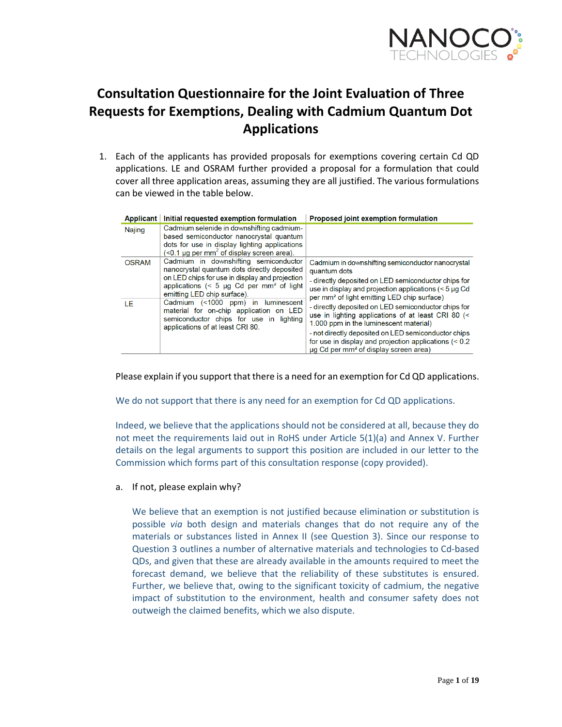# Consultation Questionnaire for the Joint Evaluation of Three Requests for Exemptions, Dealing with Cadmium Quantum Dot Applications

1. Each of the applicants has provided proposals for exemptions covering certain Cd QD applications. LE and OSRAM further provided a proposal for a formulation that could cover all three application areas, assuming they are all justified. The various formulations can be viewed in the table below.

| Applicant | Initial requested exemption formulation | Proposed joint exemption formulation |
|---|---|---|
| Najing | Cadmium selenide in downshifting cadmium-based semiconductor nanocrystal quantum dots for use in display lighting applications (<0.1 µg per mm² of display screen area). | |
| OSRAM | Cadmium in downshifting semiconductor nanocrystal quantum dots directly deposited on LED chips for use in display and projection applications (< 5 µg Cd per mm² of light emitting LED chip surface). | Cadmium in downshifting semiconductor nanocrystal quantum dots<br>- directly deposited on LED semiconductor chips for use in display and projection applications (< 5 µg Cd per mm² of light emitting LED chip surface)<br>- directly deposited on LED semiconductor chips for use in lighting applications of at least CRI 80 (< 1.000 ppm in the luminescent material)<br>- not directly deposited on LED semiconductor chips for use in display and projection applications (< 0.2 µg Cd per mm² of display screen area) |
| LE | Cadmium (<1000 ppm) in luminescent material for on-chip application on LED semiconductor chips for use in lighting applications of at least CRI 80. | |

Please explain if you support that there is a need for an exemption for Cd QD applications.

We do not support that there is any need for an exemption for Cd QD applications.

Indeed, we believe that the applications should not be considered at all, because they do not meet the requirements laid out in RoHS under Article 5(1)(a) and Annex V. Further details on the legal arguments to support this position are included in our letter to the Commission which forms part of this consultation response (copy provided).

a. If not, please explain why?

We believe that an exemption is not justified because elimination or substitution is possible *via* both design and materials changes that do not require any of the materials or substances listed in Annex II (see Question 3). Since our response to Question 3 outlines a number of alternative materials and technologies to Cd-based QDs, and given that these are already available in the amounts required to meet the forecast demand, we believe that the reliability of these substitutes is ensured. Further, we believe that, owing to the significant toxicity of cadmium, the negative impact of substitution to the environment, health and consumer safety does not outweigh the claimed benefits, which we also dispute.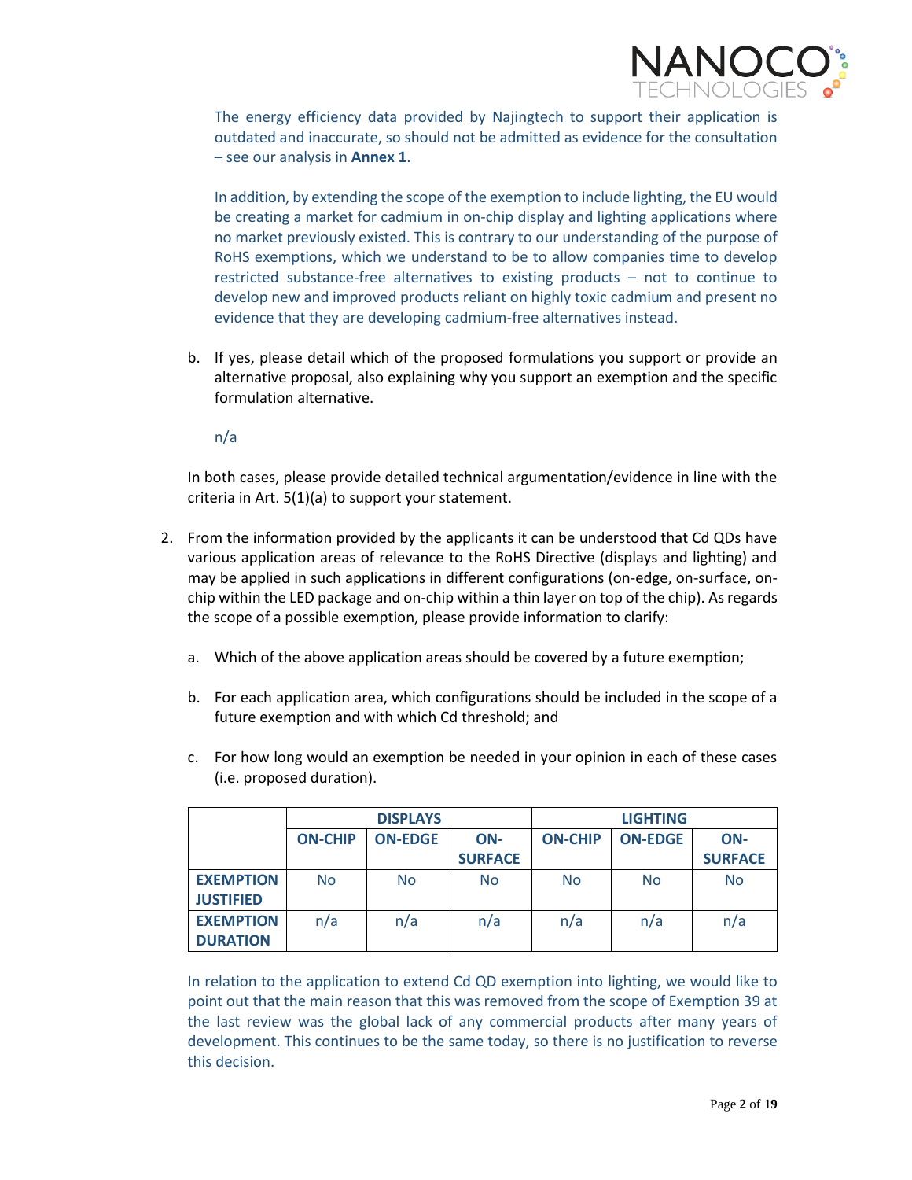The energy efficiency data provided by Najingtech to support their application is outdated and inaccurate, so should not be admitted as evidence for the consultation – see our analysis in **Annex 1**.

In addition, by extending the scope of the exemption to include lighting, the EU would be creating a market for cadmium in on-chip display and lighting applications where no market previously existed. This is contrary to our understanding of the purpose of RoHS exemptions, which we understand to be to allow companies time to develop restricted substance-free alternatives to existing products – not to continue to develop new and improved products reliant on highly toxic cadmium and present no evidence that they are developing cadmium-free alternatives instead.

b. If yes, please detail which of the proposed formulations you support or provide an alternative proposal, also explaining why you support an exemption and the specific formulation alternative.

n/a

In both cases, please provide detailed technical argumentation/evidence in line with the criteria in Art. 5(1)(a) to support your statement.

2. From the information provided by the applicants it can be understood that Cd QDs have various application areas of relevance to the RoHS Directive (displays and lighting) and may be applied in such applications in different configurations (on-edge, on-surface, on-chip within the LED package and on-chip within a thin layer on top of the chip). As regards the scope of a possible exemption, please provide information to clarify:

   a. Which of the above application areas should be covered by a future exemption;

   b. For each application area, which configurations should be included in the scope of a future exemption and with which Cd threshold; and

   c. For how long would an exemption be needed in your opinion in each of these cases (i.e. proposed duration).

| | **DISPLAYS** | | | **LIGHTING** | | |
|---|---|---|---|---|---|---|
| | **ON-CHIP** | **ON-EDGE** | **ON-SURFACE** | **ON-CHIP** | **ON-EDGE** | **ON-SURFACE** |
| **EXEMPTION JUSTIFIED** | No | No | No | No | No | No |
| **EXEMPTION DURATION** | n/a | n/a | n/a | n/a | n/a | n/a |

In relation to the application to extend Cd QD exemption into lighting, we would like to point out that the main reason that this was removed from the scope of Exemption 39 at the last review was the global lack of any commercial products after many years of development. This continues to be the same today, so there is no justification to reverse this decision.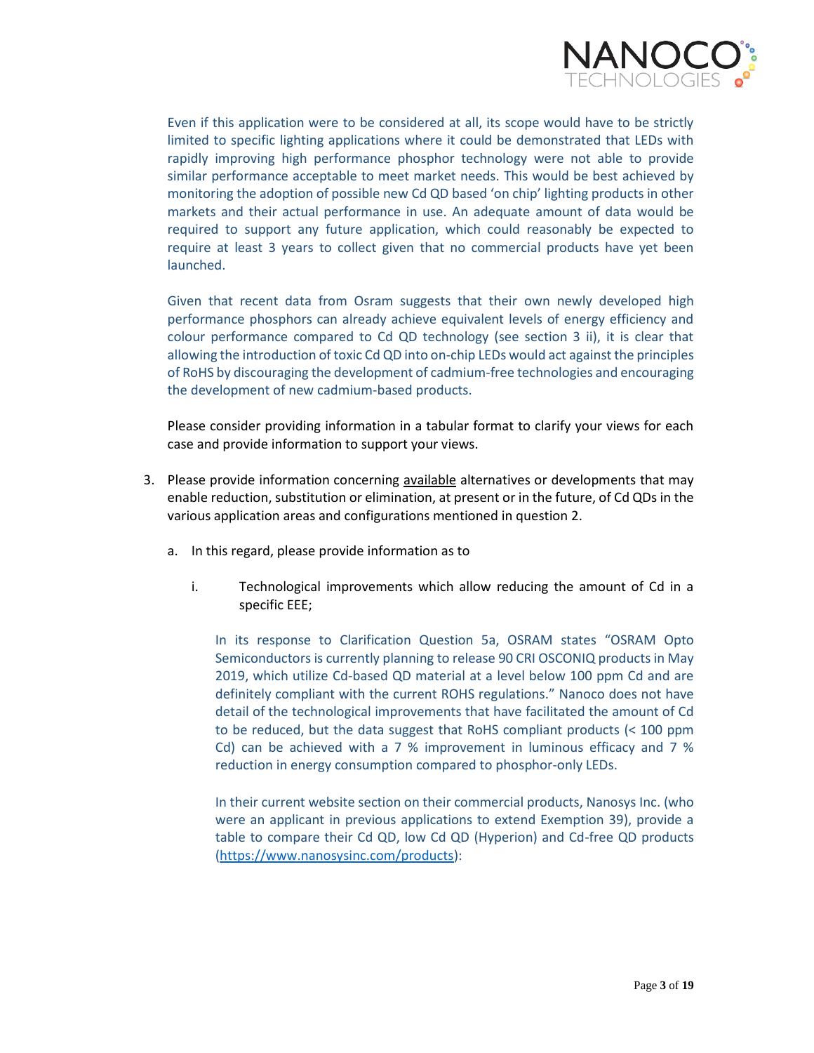Even if this application were to be considered at all, its scope would have to be strictly limited to specific lighting applications where it could be demonstrated that LEDs with rapidly improving high performance phosphor technology were not able to provide similar performance acceptable to meet market needs. This would be best achieved by monitoring the adoption of possible new Cd QD based 'on chip' lighting products in other markets and their actual performance in use. An adequate amount of data would be required to support any future application, which could reasonably be expected to require at least 3 years to collect given that no commercial products have yet been launched.

Given that recent data from Osram suggests that their own newly developed high performance phosphors can already achieve equivalent levels of energy efficiency and colour performance compared to Cd QD technology (see section 3 ii), it is clear that allowing the introduction of toxic Cd QD into on-chip LEDs would act against the principles of RoHS by discouraging the development of cadmium-free technologies and encouraging the development of new cadmium-based products.

Please consider providing information in a tabular format to clarify your views for each case and provide information to support your views.

3. Please provide information concerning available alternatives or developments that may enable reduction, substitution or elimination, at present or in the future, of Cd QDs in the various application areas and configurations mentioned in question 2.

   a. In this regard, please provide information as to

      i. Technological improvements which allow reducing the amount of Cd in a specific EEE;

         In its response to Clarification Question 5a, OSRAM states "OSRAM Opto Semiconductors is currently planning to release 90 CRI OSCONIQ products in May 2019, which utilize Cd-based QD material at a level below 100 ppm Cd and are definitely compliant with the current ROHS regulations." Nanoco does not have detail of the technological improvements that have facilitated the amount of Cd to be reduced, but the data suggest that RoHS compliant products (< 100 ppm Cd) can be achieved with a 7 % improvement in luminous efficacy and 7 % reduction in energy consumption compared to phosphor-only LEDs.

         In their current website section on their commercial products, Nanosys Inc. (who were an applicant in previous applications to extend Exemption 39), provide a table to compare their Cd QD, low Cd QD (Hyperion) and Cd-free QD products (https://www.nanosysinc.com/products):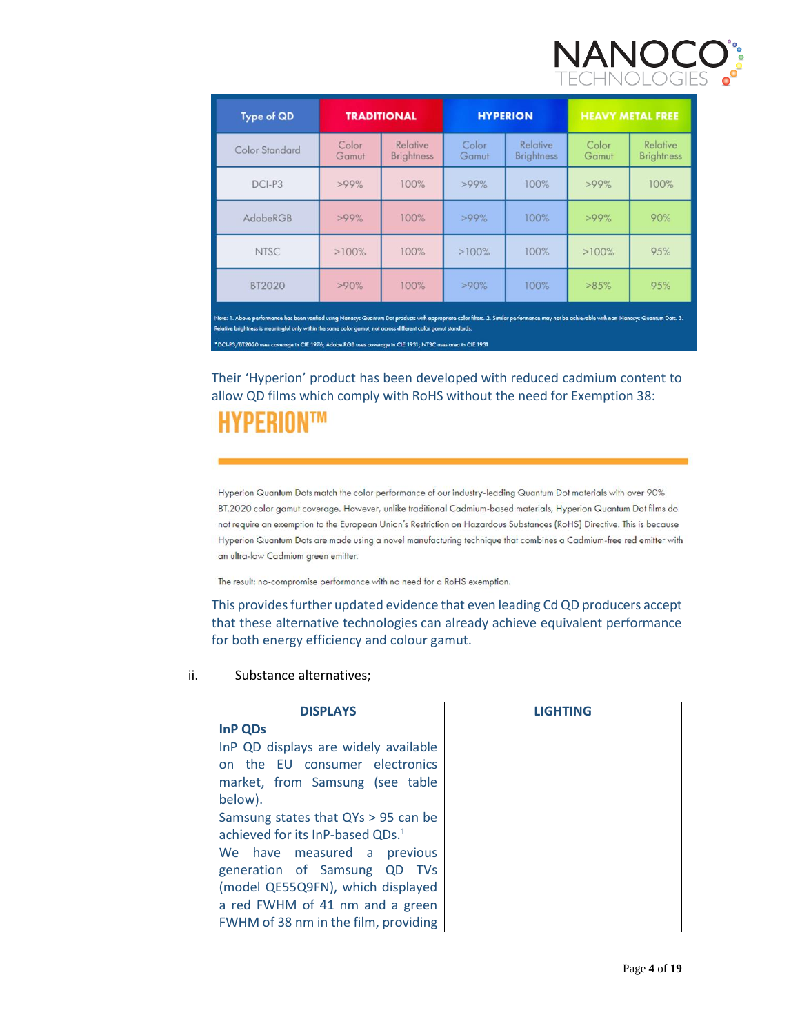| Type of QD | TRADITIONAL | | HYPERION | | HEAVY METAL FREE | |
|---|---|---|---|---|---|---|
| Color Standard | Color Gamut | Relative Brightness | Color Gamut | Relative Brightness | Color Gamut | Relative Brightness |
| DCI-P3 | >99% | 100% | >99% | 100% | >99% | 100% |
| AdobeRGB | >99% | 100% | >99% | 100% | >99% | 90% |
| NTSC | >100% | 100% | >100% | 100% | >100% | 95% |
| BT2020 | >90% | 100% | >90% | 100% | >85% | 95% |

Note: 1. Above performance has been verified using Nanosys Quantum Dot products with appropriate color filters. 2. Similar performance may not be achievable with non-Nanosys Quantum Dots. 3. Relative brightness is meaningful only within the same color gamut, not across different color gamut standards.

*DCI-P3/BT2020 uses coverage in CIE 1976; Adobe RGB uses coverage in CIE 1931; NTSC uses area in CIE 1931

Their 'Hyperion' product has been developed with reduced cadmium content to allow QD films which comply with RoHS without the need for Exemption 38:

**HYPERION™**

Hyperion Quantum Dots match the color performance of our industry-leading Quantum Dot materials with over 90% BT.2020 color gamut coverage. However, unlike traditional Cadmium-based materials, Hyperion Quantum Dot films do not require an exemption to the European Union's Restriction on Hazardous Substances (RoHS) Directive. This is because Hyperion Quantum Dots are made using a novel manufacturing technique that combines a Cadmium-free red emitter with an ultra-low Cadmium green emitter.

The result: no-compromise performance with no need for a RoHS exemption.

This provides further updated evidence that even leading Cd QD producers accept that these alternative technologies can already achieve equivalent performance for both energy efficiency and colour gamut.

ii. Substance alternatives;

| DISPLAYS | LIGHTING |
|---|---|
| **InP QDs**<br>InP QD displays are widely available on the EU consumer electronics market, from Samsung (see table below).<br>Samsung states that QYs > 95 can be achieved for its InP-based QDs.[1]<br>We have measured a previous generation of Samsung QD TVs (model QE55Q9FN), which displayed a red FWHM of 41 nm and a green FWHM of 38 nm in the film, providing | |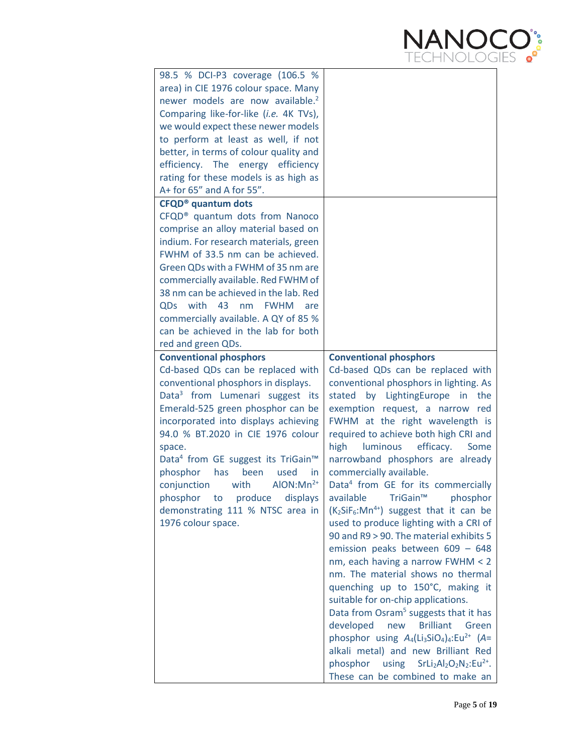| | |
|---|---|
| 98.5 % DCI-P3 coverage (106.5 % area) in CIE 1976 colour space. Many newer models are now available.[2] Comparing like-for-like (*i.e.* 4K TVs), we would expect these newer models to perform at least as well, if not better, in terms of colour quality and efficiency. The energy efficiency rating for these models is as high as A+ for 65" and A for 55". | |
| **CFQD® quantum dots**<br>CFQD® quantum dots from Nanoco comprise an alloy material based on indium. For research materials, green FWHM of 33.5 nm can be achieved. Green QDs with a FWHM of 35 nm are commercially available. Red FWHM of 38 nm can be achieved in the lab. Red QDs with 43 nm FWHM are commercially available. A QY of 85 % can be achieved in the lab for both red and green QDs. | |
| **Conventional phosphors**<br>Cd-based QDs can be replaced with conventional phosphors in displays.<br>Data[3] from Lumenari suggest its Emerald-525 green phosphor can be incorporated into displays achieving 94.0 % BT.2020 in CIE 1976 colour space.<br>Data[4] from GE suggest its TriGain™ phosphor has been used in conjunction with $AlON:Mn^{2+}$ phosphor to produce displays demonstrating 111 % NTSC area in 1976 colour space. | **Conventional phosphors**<br>Cd-based QDs can be replaced with conventional phosphors in lighting. As stated by LightingEurope in the exemption request, a narrow red FWHM at the right wavelength is required to achieve both high CRI and high luminous efficacy. Some narrowband phosphors are already commercially available.<br>Data[4] from GE for its commercially available TriGain™ phosphor ($K_2SiF_6:Mn^{4+}$) suggest that it can be used to produce lighting with a CRI of 90 and R9 > 90. The material exhibits 5 emission peaks between 609 – 648 nm, each having a narrow FWHM < 2 nm. The material shows no thermal quenching up to 150°C, making it suitable for on-chip applications.<br>Data from Osram[5] suggests that it has developed new Brilliant Green phosphor using $A_4(Li_3SiO_4)_4:Eu^{2+}$ ($A$= alkali metal) and new Brilliant Red phosphor using $SrLi_2Al_2O_2N_2:Eu^{2+}$. These can be combined to make an |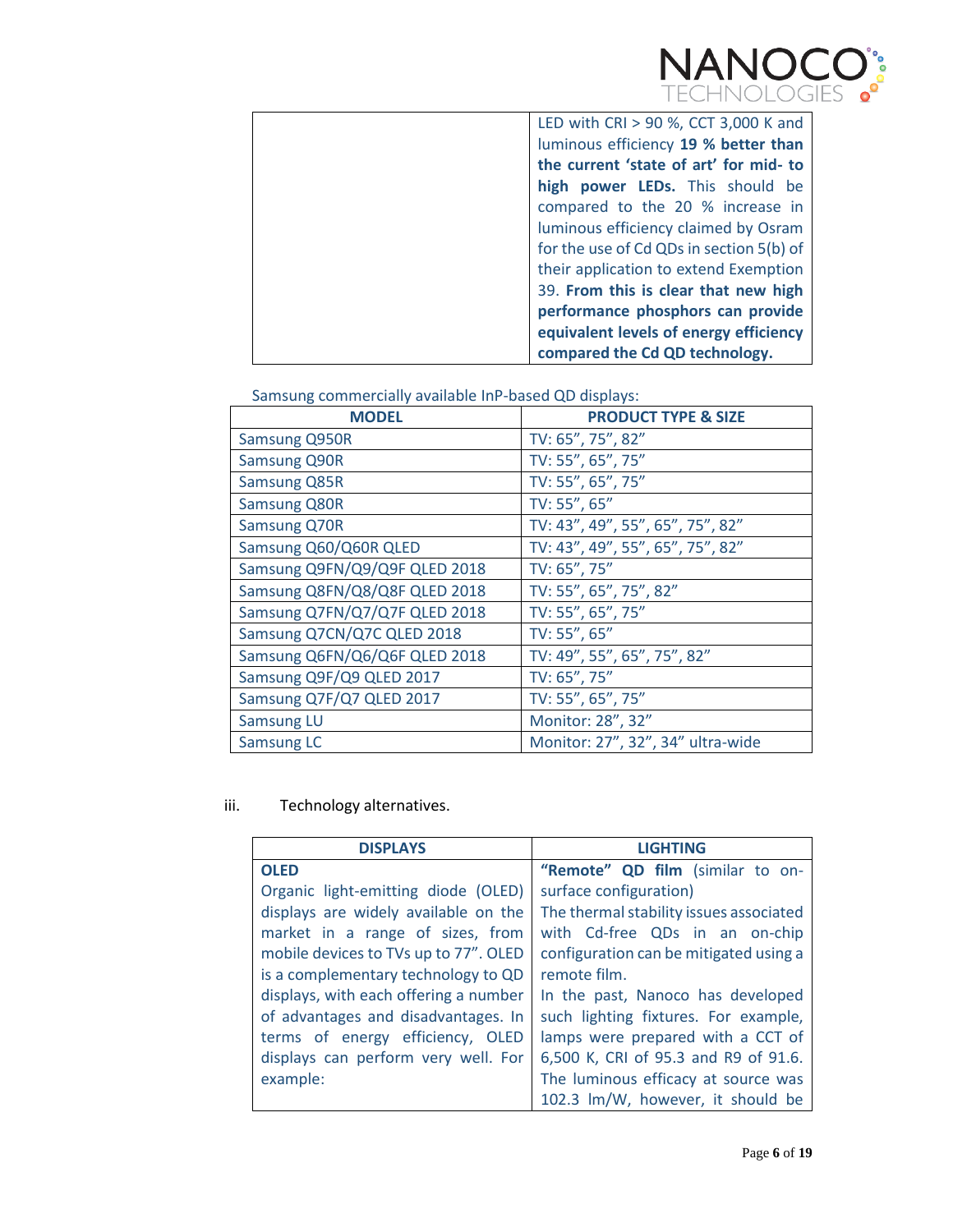| | LED with CRI > 90 %, CCT 3,000 K and luminous efficiency **19 % better than the current 'state of art' for mid- to high power LEDs.** This should be compared to the 20 % increase in luminous efficiency claimed by Osram for the use of Cd QDs in section 5(b) of their application to extend Exemption 39. **From this is clear that new high performance phosphors can provide equivalent levels of energy efficiency compared the Cd QD technology.** |
|---|---|

Samsung commercially available InP-based QD displays:

| MODEL | PRODUCT TYPE & SIZE |
|---|---|
| Samsung Q950R | TV: 65", 75", 82" |
| Samsung Q90R | TV: 55", 65", 75" |
| Samsung Q85R | TV: 55", 65", 75" |
| Samsung Q80R | TV: 55", 65" |
| Samsung Q70R | TV: 43", 49", 55", 65", 75", 82" |
| Samsung Q60/Q60R QLED | TV: 43", 49", 55", 65", 75", 82" |
| Samsung Q9FN/Q9/Q9F QLED 2018 | TV: 65", 75" |
| Samsung Q8FN/Q8/Q8F QLED 2018 | TV: 55", 65", 75", 82" |
| Samsung Q7FN/Q7/Q7F QLED 2018 | TV: 55", 65", 75" |
| Samsung Q7CN/Q7C QLED 2018 | TV: 55", 65" |
| Samsung Q6FN/Q6/Q6F QLED 2018 | TV: 49", 55", 65", 75", 82" |
| Samsung Q9F/Q9 QLED 2017 | TV: 65", 75" |
| Samsung Q7F/Q7 QLED 2017 | TV: 55", 65", 75" |
| Samsung LU | Monitor: 28", 32" |
| Samsung LC | Monitor: 27", 32", 34" ultra-wide |

iii. Technology alternatives.

| DISPLAYS | LIGHTING |
|---|---|
| **OLED**<br>Organic light-emitting diode (OLED) displays are widely available on the market in a range of sizes, from mobile devices to TVs up to 77". OLED is a complementary technology to QD displays, with each offering a number of advantages and disadvantages. In terms of energy efficiency, OLED displays can perform very well. For example: | **"Remote" QD film** (similar to on-surface configuration)<br>The thermal stability issues associated with Cd-free QDs in an on-chip configuration can be mitigated using a remote film.<br>In the past, Nanoco has developed such lighting fixtures. For example, lamps were prepared with a CCT of 6,500 K, CRI of 95.3 and R9 of 91.6. The luminous efficacy at source was 102.3 lm/W, however, it should be |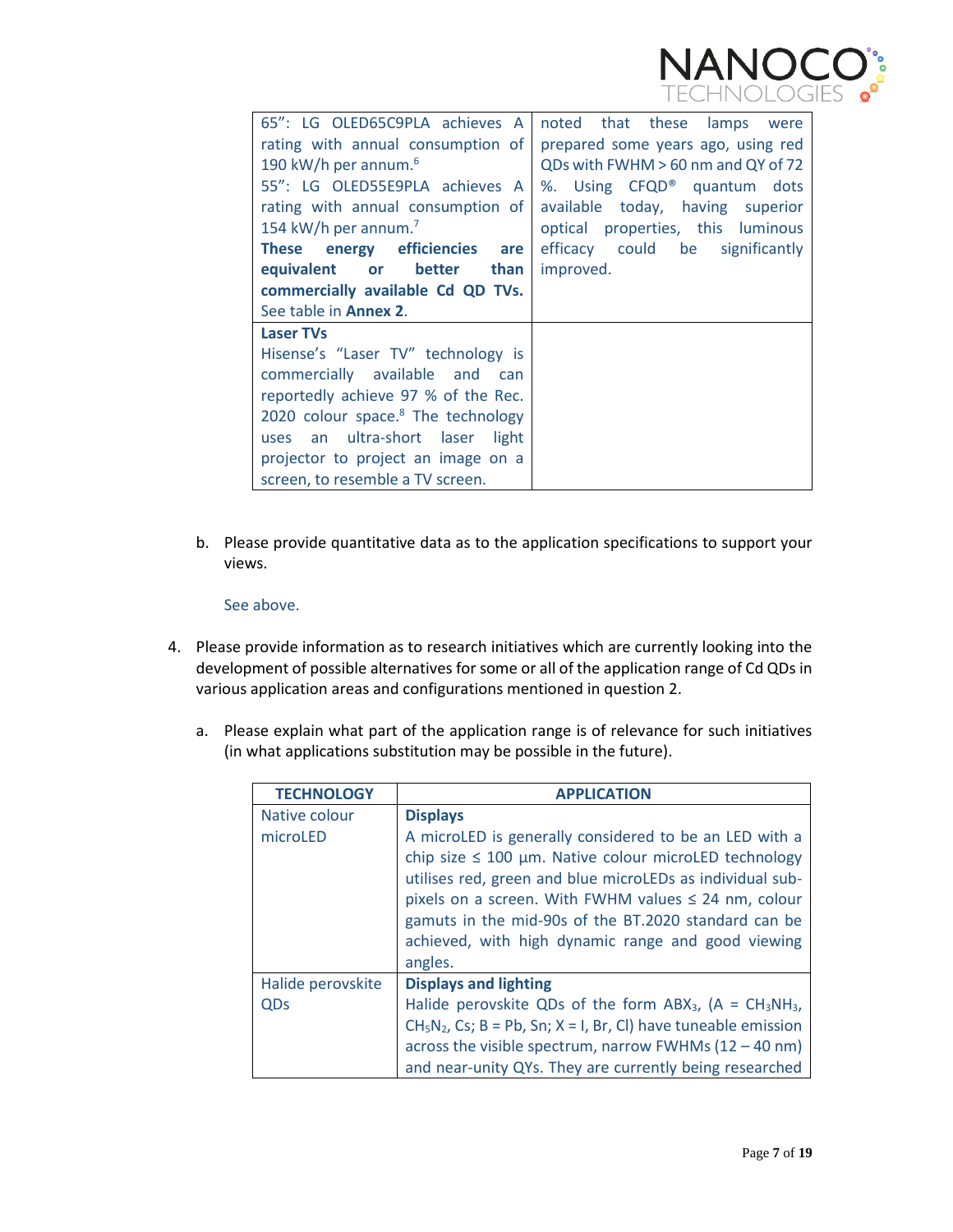| | |
|---|---|
| 65": LG OLED65C9PLA achieves A rating with annual consumption of 190 kW/h per annum.[6] 55": LG OLED55E9PLA achieves A rating with annual consumption of 154 kW/h per annum.[7] **These energy efficiencies are equivalent or better than commercially available Cd QD TVs.** See table in **Annex 2**. | noted that these lamps were prepared some years ago, using red QDs with FWHM > 60 nm and QY of 72 %. Using CFQD® quantum dots available today, having superior optical properties, this luminous efficacy could be significantly improved. |
| **Laser TVs** Hisense's "Laser TV" technology is commercially available and can reportedly achieve 97 % of the Rec. 2020 colour space.[8] The technology uses an ultra-short laser light projector to project an image on a screen, to resemble a TV screen. | |

b. Please provide quantitative data as to the application specifications to support your views.

See above.

4. Please provide information as to research initiatives which are currently looking into the development of possible alternatives for some or all of the application range of Cd QDs in various application areas and configurations mentioned in question 2.

   a. Please explain what part of the application range is of relevance for such initiatives (in what applications substitution may be possible in the future).

| TECHNOLOGY | APPLICATION |
|---|---|
| Native colour microLED | **Displays** A microLED is generally considered to be an LED with a chip size ≤ 100 µm. Native colour microLED technology utilises red, green and blue microLEDs as individual sub-pixels on a screen. With FWHM values ≤ 24 nm, colour gamuts in the mid-90s of the BT.2020 standard can be achieved, with high dynamic range and good viewing angles. |
| Halide perovskite QDs | **Displays and lighting** Halide perovskite QDs of the form $ABX_3$, (A = $CH_3NH_3$, $CH_5N_2$, Cs; B = Pb, Sn; X = I, Br, Cl) have tuneable emission across the visible spectrum, narrow FWHMs (12 – 40 nm) and near-unity QYs. They are currently being researched |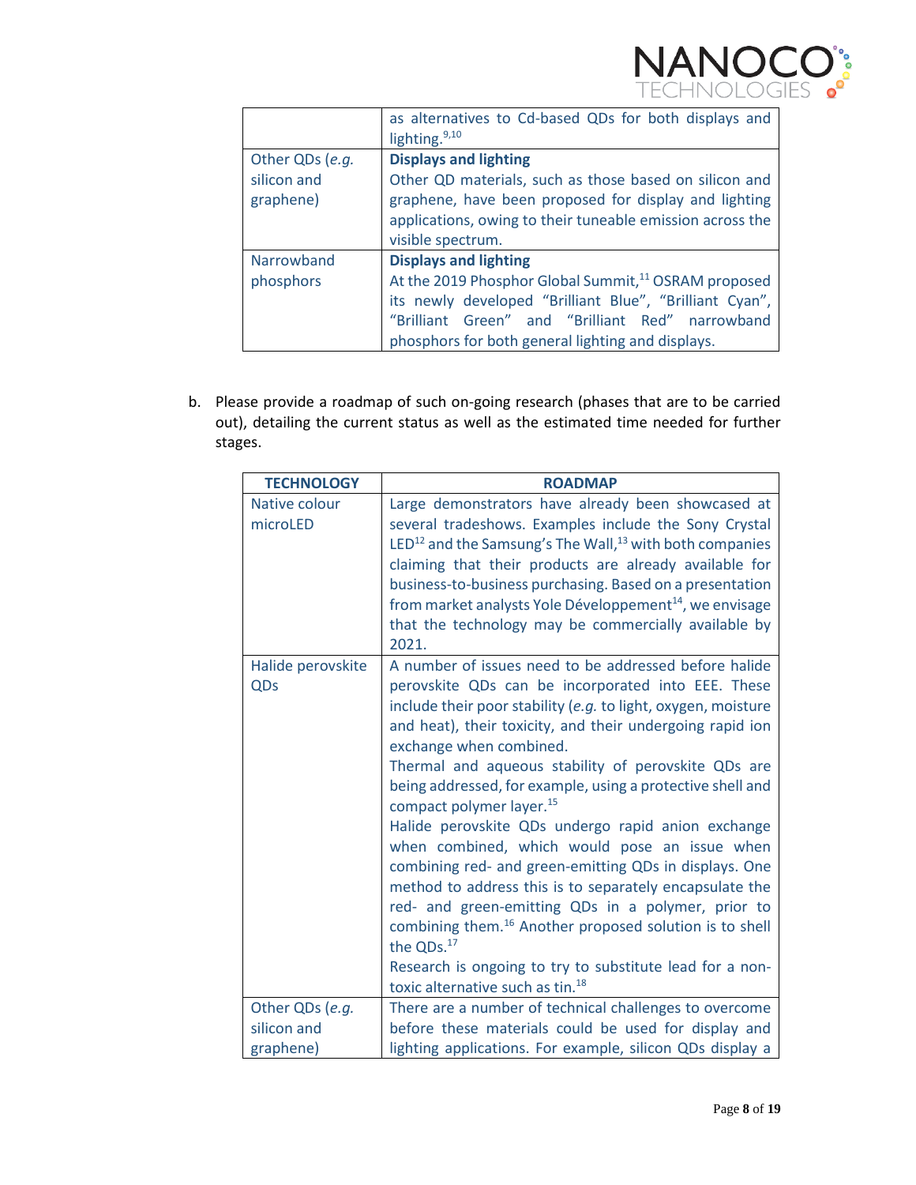| | |
|---|---|
| | as alternatives to Cd-based QDs for both displays and lighting.[9,10] |
| Other QDs (*e.g.* silicon and graphene) | **Displays and lighting**<br>Other QD materials, such as those based on silicon and graphene, have been proposed for display and lighting applications, owing to their tuneable emission across the visible spectrum. |
| Narrowband phosphors | **Displays and lighting**<br>At the 2019 Phosphor Global Summit,[11] OSRAM proposed its newly developed "Brilliant Blue", "Brilliant Cyan", "Brilliant Green" and "Brilliant Red" narrowband phosphors for both general lighting and displays. |

b. Please provide a roadmap of such on-going research (phases that are to be carried out), detailing the current status as well as the estimated time needed for further stages.

| TECHNOLOGY | ROADMAP |
|---|---|
| Native colour microLED | Large demonstrators have already been showcased at several tradeshows. Examples include the Sony Crystal LED[12] and the Samsung's The Wall,[13] with both companies claiming that their products are already available for business-to-business purchasing. Based on a presentation from market analysts Yole Développement[14], we envisage that the technology may be commercially available by 2021. |
| Halide perovskite QDs | A number of issues need to be addressed before halide perovskite QDs can be incorporated into EEE. These include their poor stability (*e.g.* to light, oxygen, moisture and heat), their toxicity, and their undergoing rapid ion exchange when combined.<br>Thermal and aqueous stability of perovskite QDs are being addressed, for example, using a protective shell and compact polymer layer.[15]<br>Halide perovskite QDs undergo rapid anion exchange when combined, which would pose an issue when combining red- and green-emitting QDs in displays. One method to address this is to separately encapsulate the red- and green-emitting QDs in a polymer, prior to combining them.[16] Another proposed solution is to shell the QDs.[17]<br>Research is ongoing to try to substitute lead for a non-toxic alternative such as tin.[18] |
| Other QDs (*e.g.* silicon and graphene) | There are a number of technical challenges to overcome before these materials could be used for display and lighting applications. For example, silicon QDs display a |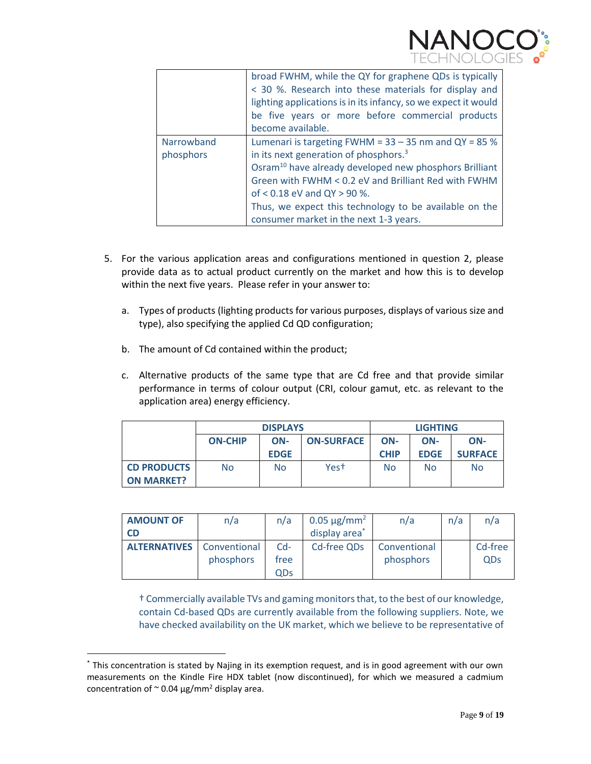| | |
|---|---|
| | broad FWHM, while the QY for graphene QDs is typically < 30 %. Research into these materials for display and lighting applications is in its infancy, so we expect it would be five years or more before commercial products become available. |
| Narrowband phosphors | Lumenari is targeting FWHM = 33 – 35 nm and QY = 85 % in its next generation of phosphors.[3]<br>Osram[10] have already developed new phosphors Brilliant Green with FWHM < 0.2 eV and Brilliant Red with FWHM of < 0.18 eV and QY > 90 %.<br>Thus, we expect this technology to be available on the consumer market in the next 1-3 years. |

5. For the various application areas and configurations mentioned in question 2, please provide data as to actual product currently on the market and how this is to develop within the next five years. Please refer in your answer to:

   a. Types of products (lighting products for various purposes, displays of various size and type), also specifying the applied Cd QD configuration;

   b. The amount of Cd contained within the product;

   c. Alternative products of the same type that are Cd free and that provide similar performance in terms of colour output (CRI, colour gamut, etc. as relevant to the application area) energy efficiency.

| | **DISPLAYS** | | | **LIGHTING** | | |
|---|---|---|---|---|---|---|
| | **ON-CHIP** | **ON-EDGE** | **ON-SURFACE** | **ON-CHIP** | **ON-EDGE** | **ON-SURFACE** |
| **CD PRODUCTS ON MARKET?** | No | No | Yes† | No | No | No |
| **AMOUNT OF CD** | n/a | n/a | 0.05 µg/mm² display area* | n/a | n/a | n/a |
| **ALTERNATIVES** | Conventional phosphors | Cd-free QDs | Cd-free QDs | Conventional phosphors | | Cd-free QDs |

† Commercially available TVs and gaming monitors that, to the best of our knowledge, contain Cd-based QDs are currently available from the following suppliers. Note, we have checked availability on the UK market, which we believe to be representative of

* This concentration is stated by Najing in its exemption request, and is in good agreement with our own measurements on the Kindle Fire HDX tablet (now discontinued), for which we measured a cadmium concentration of ~ 0.04 µg/mm² display area.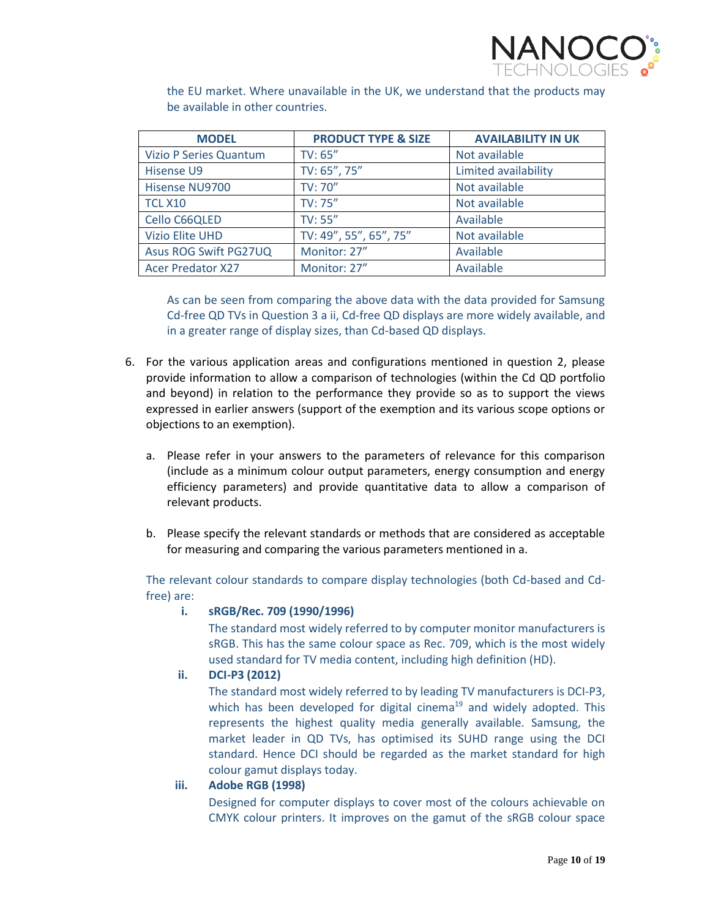the EU market. Where unavailable in the UK, we understand that the products may be available in other countries.

| MODEL | PRODUCT TYPE & SIZE | AVAILABILITY IN UK |
|---|---|---|
| Vizio P Series Quantum | TV: 65" | Not available |
| Hisense U9 | TV: 65", 75" | Limited availability |
| Hisense NU9700 | TV: 70" | Not available |
| TCL X10 | TV: 75" | Not available |
| Cello C66QLED | TV: 55" | Available |
| Vizio Elite UHD | TV: 49", 55", 65", 75" | Not available |
| Asus ROG Swift PG27UQ | Monitor: 27" | Available |
| Acer Predator X27 | Monitor: 27" | Available |

As can be seen from comparing the above data with the data provided for Samsung Cd-free QD TVs in Question 3 a ii, Cd-free QD displays are more widely available, and in a greater range of display sizes, than Cd-based QD displays.

6. For the various application areas and configurations mentioned in question 2, please provide information to allow a comparison of technologies (within the Cd QD portfolio and beyond) in relation to the performance they provide so as to support the views expressed in earlier answers (support of the exemption and its various scope options or objections to an exemption).

   a. Please refer in your answers to the parameters of relevance for this comparison (include as a minimum colour output parameters, energy consumption and energy efficiency parameters) and provide quantitative data to allow a comparison of relevant products.

   b. Please specify the relevant standards or methods that are considered as acceptable for measuring and comparing the various parameters mentioned in a.

The relevant colour standards to compare display technologies (both Cd-based and Cd-free) are:

i. **sRGB/Rec. 709 (1990/1996)**

   The standard most widely referred to by computer monitor manufacturers is sRGB. This has the same colour space as Rec. 709, which is the most widely used standard for TV media content, including high definition (HD).

ii. **DCI-P3 (2012)**

   The standard most widely referred to by leading TV manufacturers is DCI-P3, which has been developed for digital cinema[19] and widely adopted. This represents the highest quality media generally available. Samsung, the market leader in QD TVs, has optimised its SUHD range using the DCI standard. Hence DCI should be regarded as the market standard for high colour gamut displays today.

iii. **Adobe RGB (1998)**

   Designed for computer displays to cover most of the colours achievable on CMYK colour printers. It improves on the gamut of the sRGB colour space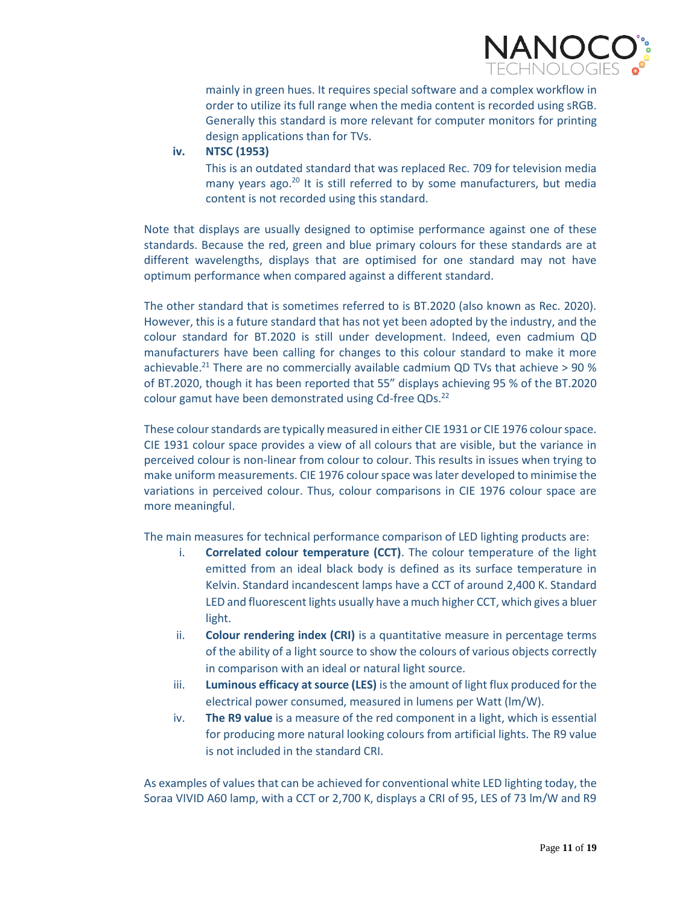mainly in green hues. It requires special software and a complex workflow in order to utilize its full range when the media content is recorded using sRGB. Generally this standard is more relevant for computer monitors for printing design applications than for TVs.

**iv. NTSC (1953)**

This is an outdated standard that was replaced Rec. 709 for television media many years ago.[20] It is still referred to by some manufacturers, but media content is not recorded using this standard.

Note that displays are usually designed to optimise performance against one of these standards. Because the red, green and blue primary colours for these standards are at different wavelengths, displays that are optimised for one standard may not have optimum performance when compared against a different standard.

The other standard that is sometimes referred to is BT.2020 (also known as Rec. 2020). However, this is a future standard that has not yet been adopted by the industry, and the colour standard for BT.2020 is still under development. Indeed, even cadmium QD manufacturers have been calling for changes to this colour standard to make it more achievable.[21] There are no commercially available cadmium QD TVs that achieve > 90 % of BT.2020, though it has been reported that 55" displays achieving 95 % of the BT.2020 colour gamut have been demonstrated using Cd-free QDs.[22]

These colour standards are typically measured in either CIE 1931 or CIE 1976 colour space. CIE 1931 colour space provides a view of all colours that are visible, but the variance in perceived colour is non-linear from colour to colour. This results in issues when trying to make uniform measurements. CIE 1976 colour space was later developed to minimise the variations in perceived colour. Thus, colour comparisons in CIE 1976 colour space are more meaningful.

The main measures for technical performance comparison of LED lighting products are:

i. **Correlated colour temperature (CCT)**. The colour temperature of the light emitted from an ideal black body is defined as its surface temperature in Kelvin. Standard incandescent lamps have a CCT of around 2,400 K. Standard LED and fluorescent lights usually have a much higher CCT, which gives a bluer light.

ii. **Colour rendering index (CRI)** is a quantitative measure in percentage terms of the ability of a light source to show the colours of various objects correctly in comparison with an ideal or natural light source.

iii. **Luminous efficacy at source (LES)** is the amount of light flux produced for the electrical power consumed, measured in lumens per Watt (lm/W).

iv. **The R9 value** is a measure of the red component in a light, which is essential for producing more natural looking colours from artificial lights. The R9 value is not included in the standard CRI.

As examples of values that can be achieved for conventional white LED lighting today, the Soraa VIVID A60 lamp, with a CCT or 2,700 K, displays a CRI of 95, LES of 73 lm/W and R9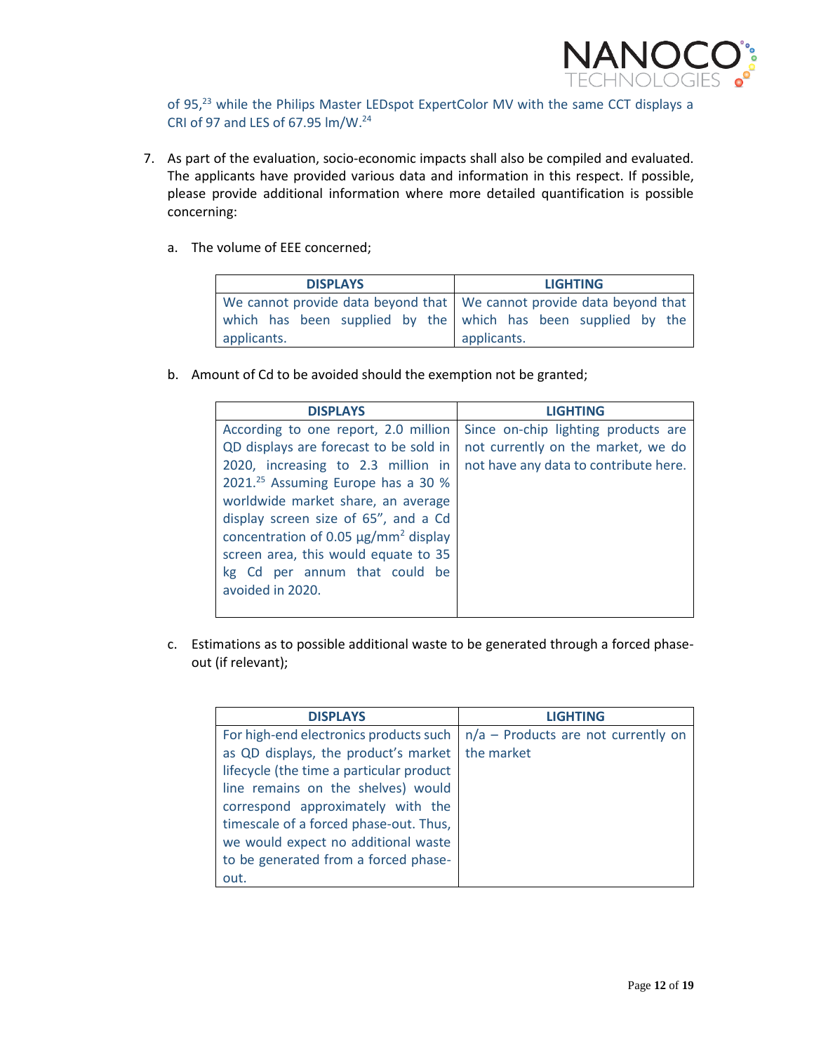of 95,[23] while the Philips Master LEDspot ExpertColor MV with the same CCT displays a CRI of 97 and LES of 67.95 lm/W.[24]

7. As part of the evaluation, socio-economic impacts shall also be compiled and evaluated. The applicants have provided various data and information in this respect. If possible, please provide additional information where more detailed quantification is possible concerning:

   a. The volume of EEE concerned;

| DISPLAYS | LIGHTING |
|---|---|
| We cannot provide data beyond that which has been supplied by the applicants. | We cannot provide data beyond that which has been supplied by the applicants. |

   b. Amount of Cd to be avoided should the exemption not be granted;

| DISPLAYS | LIGHTING |
|---|---|
| According to one report, 2.0 million QD displays are forecast to be sold in 2020, increasing to 2.3 million in 2021.[25] Assuming Europe has a 30 % worldwide market share, an average display screen size of 65", and a Cd concentration of 0.05 µg/mm$^2$ display screen area, this would equate to 35 kg Cd per annum that could be avoided in 2020. | Since on-chip lighting products are not currently on the market, we do not have any data to contribute here. |

   c. Estimations as to possible additional waste to be generated through a forced phase-out (if relevant);

| DISPLAYS | LIGHTING |
|---|---|
| For high-end electronics products such as QD displays, the product's market lifecycle (the time a particular product line remains on the shelves) would correspond approximately with the timescale of a forced phase-out. Thus, we would expect no additional waste to be generated from a forced phase-out. | n/a – Products are not currently on the market |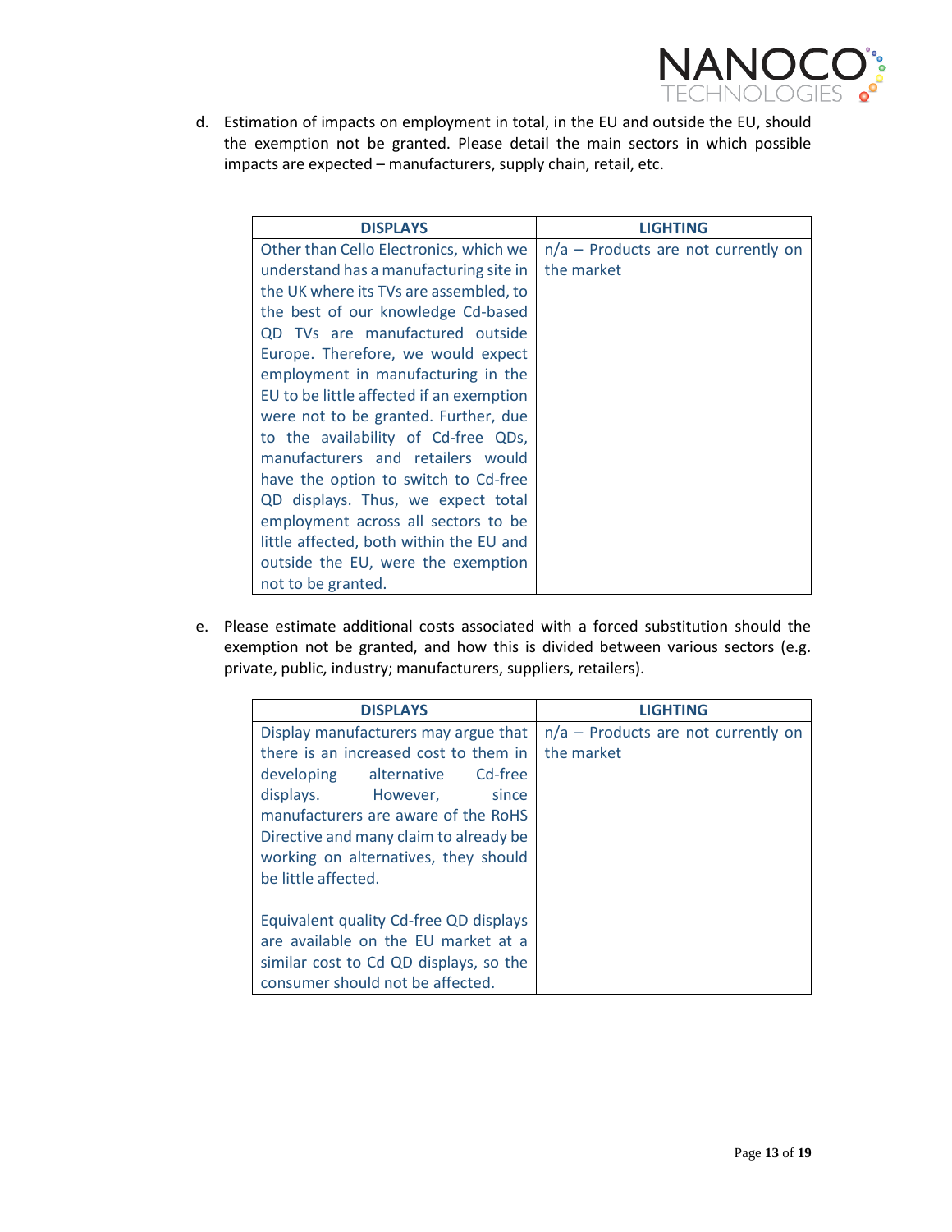d. Estimation of impacts on employment in total, in the EU and outside the EU, should the exemption not be granted. Please detail the main sectors in which possible impacts are expected – manufacturers, supply chain, retail, etc.

| DISPLAYS | LIGHTING |
| --- | --- |
| Other than Cello Electronics, which we understand has a manufacturing site in the UK where its TVs are assembled, to the best of our knowledge Cd-based QD TVs are manufactured outside Europe. Therefore, we would expect employment in manufacturing in the EU to be little affected if an exemption were not to be granted. Further, due to the availability of Cd-free QDs, manufacturers and retailers would have the option to switch to Cd-free QD displays. Thus, we expect total employment across all sectors to be little affected, both within the EU and outside the EU, were the exemption not to be granted. | n/a – Products are not currently on the market |

e. Please estimate additional costs associated with a forced substitution should the exemption not be granted, and how this is divided between various sectors (e.g. private, public, industry; manufacturers, suppliers, retailers).

| DISPLAYS | LIGHTING |
| --- | --- |
| Display manufacturers may argue that there is an increased cost to them in developing alternative Cd-free displays. However, since manufacturers are aware of the RoHS Directive and many claim to already be working on alternatives, they should be little affected.<br><br>Equivalent quality Cd-free QD displays are available on the EU market at a similar cost to Cd QD displays, so the consumer should not be affected. | n/a – Products are not currently on the market |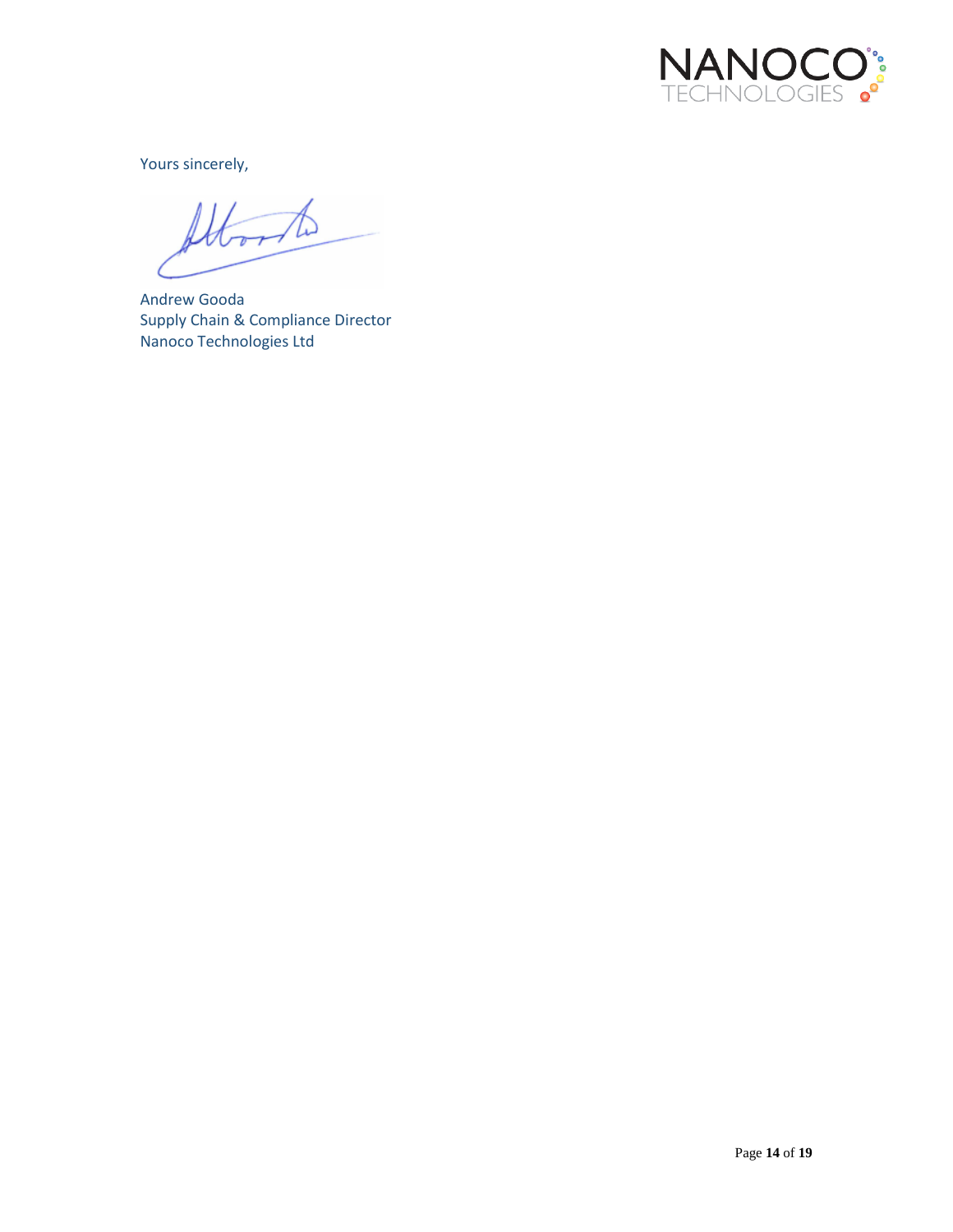Yours sincerely,

Andrew Gooda
Supply Chain & Compliance Director
Nanoco Technologies Ltd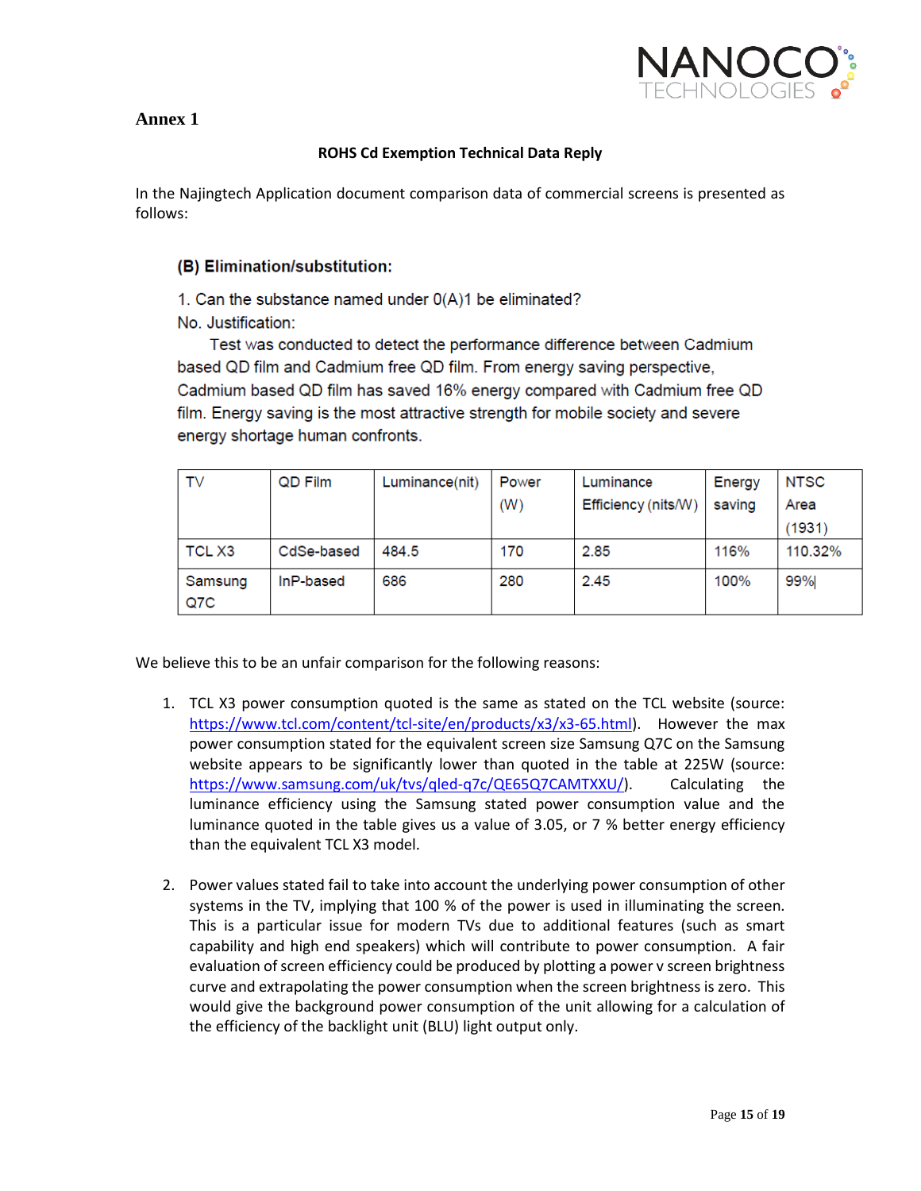## Annex 1

**ROHS Cd Exemption Technical Data Reply**

In the Najingtech Application document comparison data of commercial screens is presented as follows:

**(B) Elimination/substitution:**

1. Can the substance named under 0(A)1 be eliminated?

No. Justification:

Test was conducted to detect the performance difference between Cadmium based QD film and Cadmium free QD film. From energy saving perspective, Cadmium based QD film has saved 16% energy compared with Cadmium free QD film. Energy saving is the most attractive strength for mobile society and severe energy shortage human confronts.

| TV | QD Film | Luminance(nit) | Power (W) | Luminance Efficiency (nits/W) | Energy saving | NTSC Area (1931) |
|---|---|---|---|---|---|---|
| TCL X3 | CdSe-based | 484.5 | 170 | 2.85 | 116% | 110.32% |
| Samsung Q7C | InP-based | 686 | 280 | 2.45 | 100% | 99% |

We believe this to be an unfair comparison for the following reasons:

1. TCL X3 power consumption quoted is the same as stated on the TCL website (source: https://www.tcl.com/content/tcl-site/en/products/x3/x3-65.html). However the max power consumption stated for the equivalent screen size Samsung Q7C on the Samsung website appears to be significantly lower than quoted in the table at 225W (source: https://www.samsung.com/uk/tvs/qled-q7c/QE65Q7CAMTXXU/). Calculating the luminance efficiency using the Samsung stated power consumption value and the luminance quoted in the table gives us a value of 3.05, or 7 % better energy efficiency than the equivalent TCL X3 model.

2. Power values stated fail to take into account the underlying power consumption of other systems in the TV, implying that 100 % of the power is used in illuminating the screen. This is a particular issue for modern TVs due to additional features (such as smart capability and high end speakers) which will contribute to power consumption. A fair evaluation of screen efficiency could be produced by plotting a power v screen brightness curve and extrapolating the power consumption when the screen brightness is zero. This would give the background power consumption of the unit allowing for a calculation of the efficiency of the backlight unit (BLU) light output only.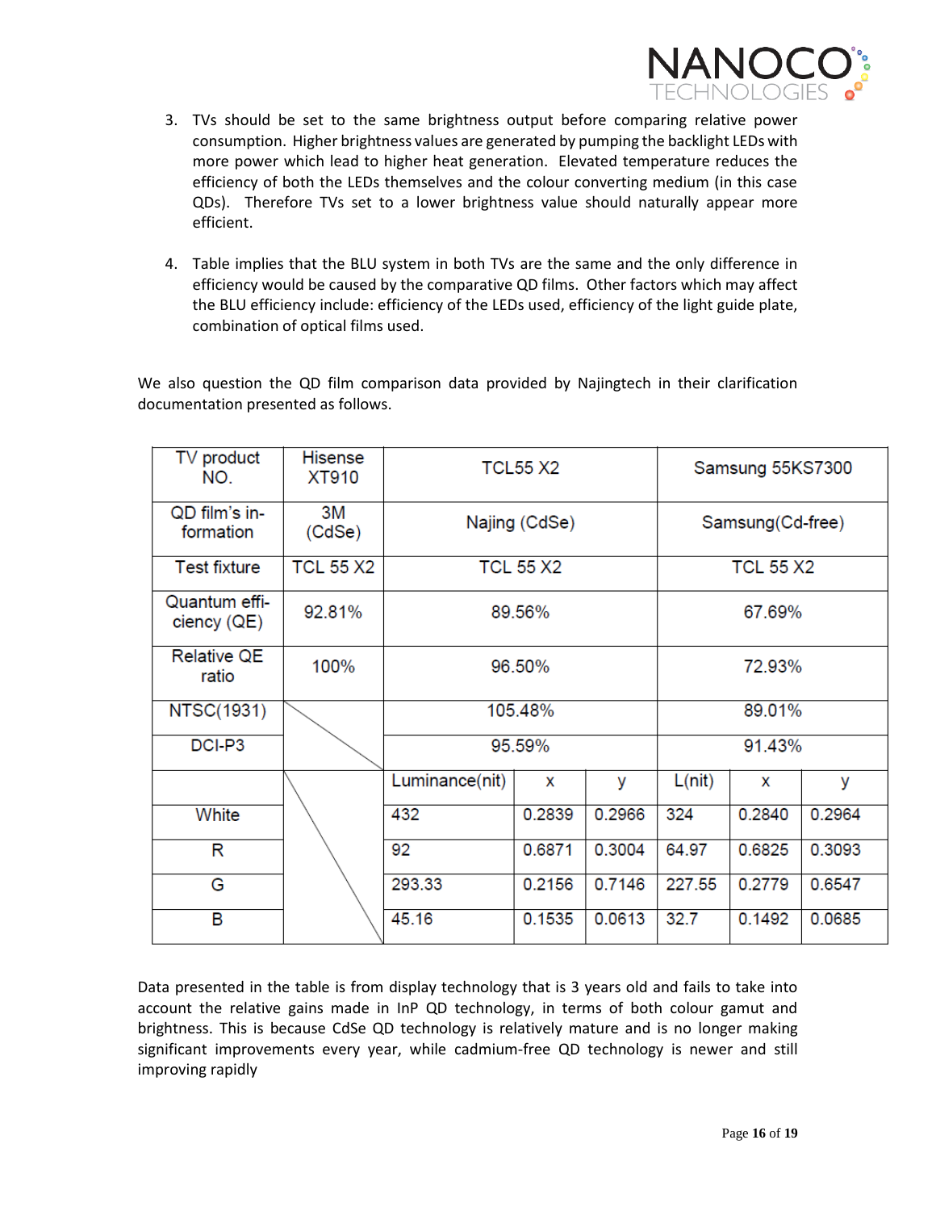3. TVs should be set to the same brightness output before comparing relative power consumption. Higher brightness values are generated by pumping the backlight LEDs with more power which lead to higher heat generation. Elevated temperature reduces the efficiency of both the LEDs themselves and the colour converting medium (in this case QDs). Therefore TVs set to a lower brightness value should naturally appear more efficient.

4. Table implies that the BLU system in both TVs are the same and the only difference in efficiency would be caused by the comparative QD films. Other factors which may affect the BLU efficiency include: efficiency of the LEDs used, efficiency of the light guide plate, combination of optical films used.

We also question the QD film comparison data provided by Najingtech in their clarification documentation presented as follows.

| TV product NO. | Hisense XT910 | TCL55 X2 | | | Samsung 55KS7300 | | |
|---|---|---|---|---|---|---|---|
| QD film's information | 3M (CdSe) | Najing (CdSe) | | | Samsung(Cd-free) | | |
| Test fixture | TCL 55 X2 | TCL 55 X2 | | | TCL 55 X2 | | |
| Quantum efficiency (QE) | 92.81% | 89.56% | | | 67.69% | | |
| Relative QE ratio | 100% | 96.50% | | | 72.93% | | |
| NTSC(1931) | | 105.48% | | | 89.01% | | |
| DCI-P3 | | 95.59% | | | 91.43% | | |
| | | Luminance(nit) | x | y | L(nit) | x | y |
| White | | 432 | 0.2839 | 0.2966 | 324 | 0.2840 | 0.2964 |
| R | | 92 | 0.6871 | 0.3004 | 64.97 | 0.6825 | 0.3093 |
| G | | 293.33 | 0.2156 | 0.7146 | 227.55 | 0.2779 | 0.6547 |
| B | | 45.16 | 0.1535 | 0.0613 | 32.7 | 0.1492 | 0.0685 |

Data presented in the table is from display technology that is 3 years old and fails to take into account the relative gains made in InP QD technology, in terms of both colour gamut and brightness. This is because CdSe QD technology is relatively mature and is no longer making significant improvements every year, while cadmium-free QD technology is newer and still improving rapidly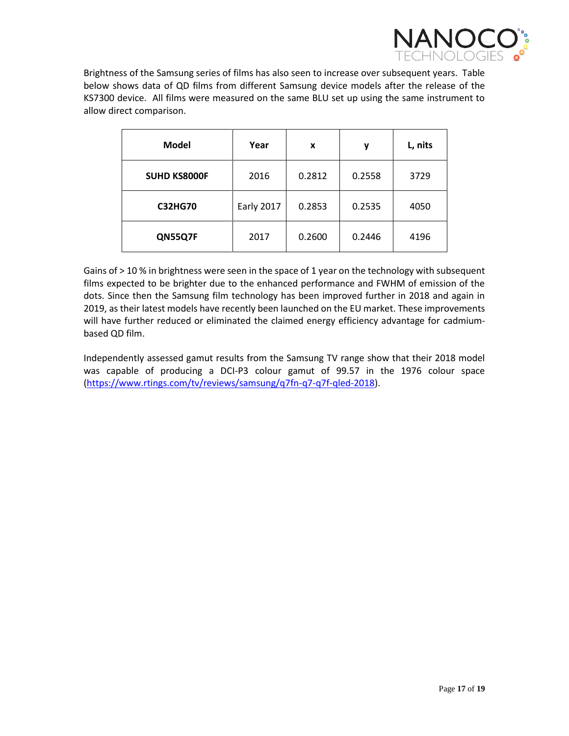Brightness of the Samsung series of films has also seen to increase over subsequent years. Table below shows data of QD films from different Samsung device models after the release of the KS7300 device. All films were measured on the same BLU set up using the same instrument to allow direct comparison.

| Model | Year | x | y | L, nits |
|---|---|---|---|---|
| **SUHD KS8000F** | 2016 | 0.2812 | 0.2558 | 3729 |
| **C32HG70** | Early 2017 | 0.2853 | 0.2535 | 4050 |
| **QN55Q7F** | 2017 | 0.2600 | 0.2446 | 4196 |

Gains of > 10 % in brightness were seen in the space of 1 year on the technology with subsequent films expected to be brighter due to the enhanced performance and FWHM of emission of the dots. Since then the Samsung film technology has been improved further in 2018 and again in 2019, as their latest models have recently been launched on the EU market. These improvements will have further reduced or eliminated the claimed energy efficiency advantage for cadmium-based QD film.

Independently assessed gamut results from the Samsung TV range show that their 2018 model was capable of producing a DCI-P3 colour gamut of 99.57 in the 1976 colour space (https://www.rtings.com/tv/reviews/samsung/q7fn-q7-q7f-qled-2018).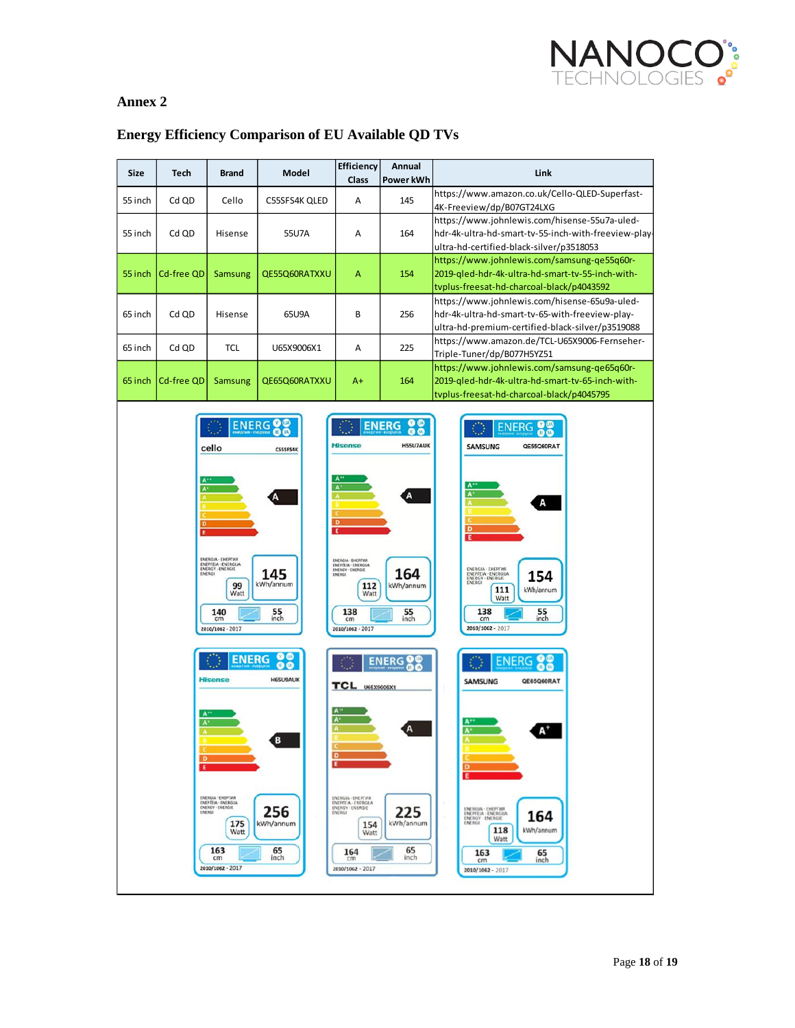## Annex 2

## Energy Efficiency Comparison of EU Available QD TVs

| Size | Tech | Brand | Model | Efficiency Class | Annual Power kWh | Link |
|---|---|---|---|---|---|---|
| 55 inch | Cd QD | Cello | C55SFS4K QLED | A | 145 | https://www.amazon.co.uk/Cello-QLED-Superfast-4K-Freeview/dp/B07GT24LXG |
| 55 inch | Cd QD | Hisense | 55U7A | A | 164 | https://www.johnlewis.com/hisense-55u7a-uled-hdr-4k-ultra-hd-smart-tv-55-inch-with-freeview-play-ultra-hd-certified-black-silver/p3518053 |
| 55 inch | Cd-free QD | Samsung | QE55Q60RATXXU | A | 154 | https://www.johnlewis.com/samsung-qe55q60r-2019-qled-hdr-4k-ultra-hd-smart-tv-55-inch-with-tvplus-freesat-hd-charcoal-black/p4043592 |
| 65 inch | Cd QD | Hisense | 65U9A | B | 256 | https://www.johnlewis.com/hisense-65u9a-uled-hdr-4k-ultra-hd-smart-tv-65-with-freeview-play-ultra-hd-premium-certified-black-silver/p3519088 |
| 65 inch | Cd QD | TCL | U65X9006X1 | A | 225 | https://www.amazon.de/TCL-U65X9006-Fernseher-Triple-Tuner/dp/B077H5YZ51 |
| 65 inch | Cd-free QD | Samsung | QE65Q60RATXXU | A+ | 164 | https://www.johnlewis.com/samsung-qe65q60r-2019-qled-hdr-4k-ultra-hd-smart-tv-65-inch-with-tvplus-freesat-hd-charcoal-black/p4045795 |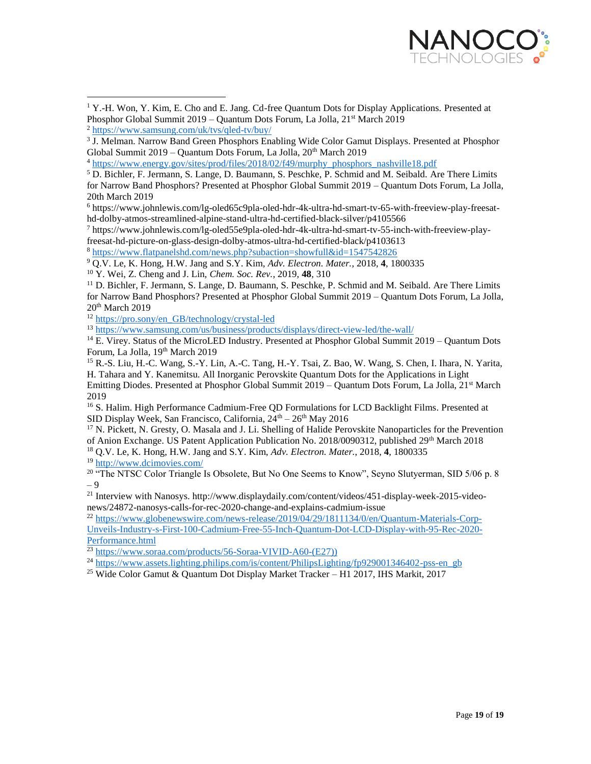[1] Y.-H. Won, Y. Kim, E. Cho and E. Jang. Cd-free Quantum Dots for Display Applications. Presented at Phosphor Global Summit 2019 – Quantum Dots Forum, La Jolla, 21st March 2019

[2] https://www.samsung.com/uk/tvs/qled-tv/buy/

[3] J. Melman. Narrow Band Green Phosphors Enabling Wide Color Gamut Displays. Presented at Phosphor Global Summit 2019 – Quantum Dots Forum, La Jolla, 20th March 2019

[4] https://www.energy.gov/sites/prod/files/2018/02/f49/murphy_phosphors_nashville18.pdf

[5] D. Bichler, F. Jermann, S. Lange, D. Baumann, S. Peschke, P. Schmid and M. Seibald. Are There Limits for Narrow Band Phosphors? Presented at Phosphor Global Summit 2019 – Quantum Dots Forum, La Jolla, 20th March 2019

[6] https://www.johnlewis.com/lg-oled65c9pla-oled-hdr-4k-ultra-hd-smart-tv-65-with-freeview-play-freesat-hd-dolby-atmos-streamlined-alpine-stand-ultra-hd-certified-black-silver/p4105566

[7] https://www.johnlewis.com/lg-oled55e9pla-oled-hdr-4k-ultra-hd-smart-tv-55-inch-with-freeview-play-freesat-hd-picture-on-glass-design-dolby-atmos-ultra-hd-certified-black/p4103613

[8] https://www.flatpanelshd.com/news.php?subaction=showfull&id=1547542826

[9] Q.V. Le, K. Hong, H.W. Jang and S.Y. Kim, *Adv. Electron. Mater.*, 2018, **4**, 1800335

[10] Y. Wei, Z. Cheng and J. Lin, *Chem. Soc. Rev.*, 2019, **48**, 310

[11] D. Bichler, F. Jermann, S. Lange, D. Baumann, S. Peschke, P. Schmid and M. Seibald. Are There Limits for Narrow Band Phosphors? Presented at Phosphor Global Summit 2019 – Quantum Dots Forum, La Jolla, 20th March 2019

[12] https://pro.sony/en_GB/technology/crystal-led

[13] https://www.samsung.com/us/business/products/displays/direct-view-led/the-wall/

[14] E. Virey. Status of the MicroLED Industry. Presented at Phosphor Global Summit 2019 – Quantum Dots Forum, La Jolla, 19th March 2019

[15] R.-S. Liu, H.-C. Wang, S.-Y. Lin, A.-C. Tang, H.-Y. Tsai, Z. Bao, W. Wang, S. Chen, I. Ihara, N. Yarita, H. Tahara and Y. Kanemitsu. All Inorganic Perovskite Quantum Dots for the Applications in Light Emitting Diodes. Presented at Phosphor Global Summit 2019 – Quantum Dots Forum, La Jolla, 21st March 2019

[16] S. Halim. High Performance Cadmium-Free QD Formulations for LCD Backlight Films. Presented at SID Display Week, San Francisco, California, 24th – 26th May 2016

[17] N. Pickett, N. Gresty, O. Masala and J. Li. Shelling of Halide Perovskite Nanoparticles for the Prevention of Anion Exchange. US Patent Application Publication No. 2018/0090312, published 29th March 2018

[18] Q.V. Le, K. Hong, H.W. Jang and S.Y. Kim, *Adv. Electron. Mater.*, 2018, **4**, 1800335

[19] http://www.dcimovies.com/

[20] "The NTSC Color Triangle Is Obsolete, But No One Seems to Know", Seyno Slutyerman, SID 5/06 p. 8 – 9

[21] Interview with Nanosys. http://www.displaydaily.com/content/videos/451-display-week-2015-video-news/24872-nanosys-calls-for-rec-2020-change-and-explains-cadmium-issue

[22] https://www.globenewswire.com/news-release/2019/04/29/1811134/0/en/Quantum-Materials-Corp-Unveils-Industry-s-First-100-Cadmium-Free-55-Inch-Quantum-Dot-LCD-Display-with-95-Rec-2020-Performance.html

[23] https://www.soraa.com/products/56-Soraa-VIVID-A60-(E27))

[24] https://www.assets.lighting.philips.com/is/content/PhilipsLighting/fp929001346402-pss-en_gb

[25] Wide Color Gamut & Quantum Dot Display Market Tracker – H1 2017, IHS Markit, 2017